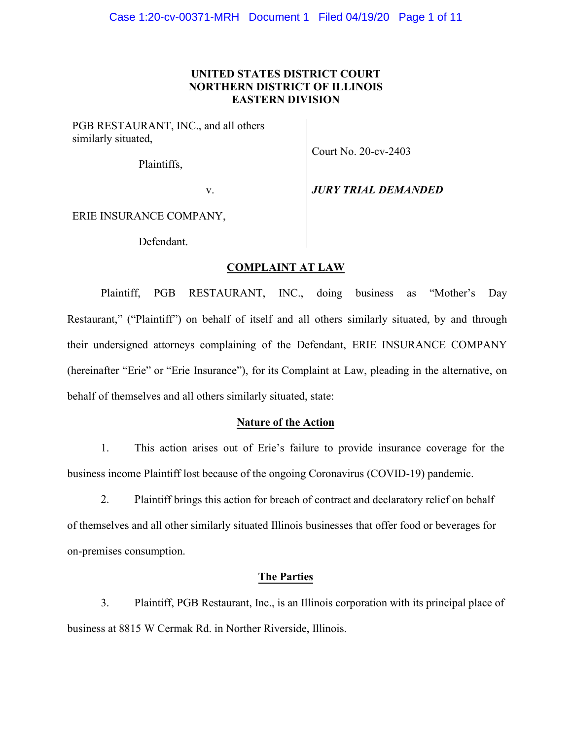**UNITED STATES DISTRICT COURT**
**NORTHERN DISTRICT OF ILLINOIS**
**EASTERN DIVISION**

| | |
|---|---|
| PGB RESTAURANT, INC., and all others similarly situated,<br><br>Plaintiffs,<br><br>v.<br><br>ERIE INSURANCE COMPANY,<br><br>Defendant. | Court No. 20-cv-2403<br><br>***JURY TRIAL DEMANDED*** |

## COMPLAINT AT LAW

Plaintiff, PGB RESTAURANT, INC., doing business as "Mother's Day Restaurant," ("Plaintiff") on behalf of itself and all others similarly situated, by and through their undersigned attorneys complaining of the Defendant, ERIE INSURANCE COMPANY (hereinafter "Erie" or "Erie Insurance"), for its Complaint at Law, pleading in the alternative, on behalf of themselves and all others similarly situated, state:

### Nature of the Action

1. This action arises out of Erie's failure to provide insurance coverage for the business income Plaintiff lost because of the ongoing Coronavirus (COVID-19) pandemic.

2. Plaintiff brings this action for breach of contract and declaratory relief on behalf of themselves and all other similarly situated Illinois businesses that offer food or beverages for on-premises consumption.

### The Parties

3. Plaintiff, PGB Restaurant, Inc., is an Illinois corporation with its principal place of business at 8815 W Cermak Rd. in Norther Riverside, Illinois.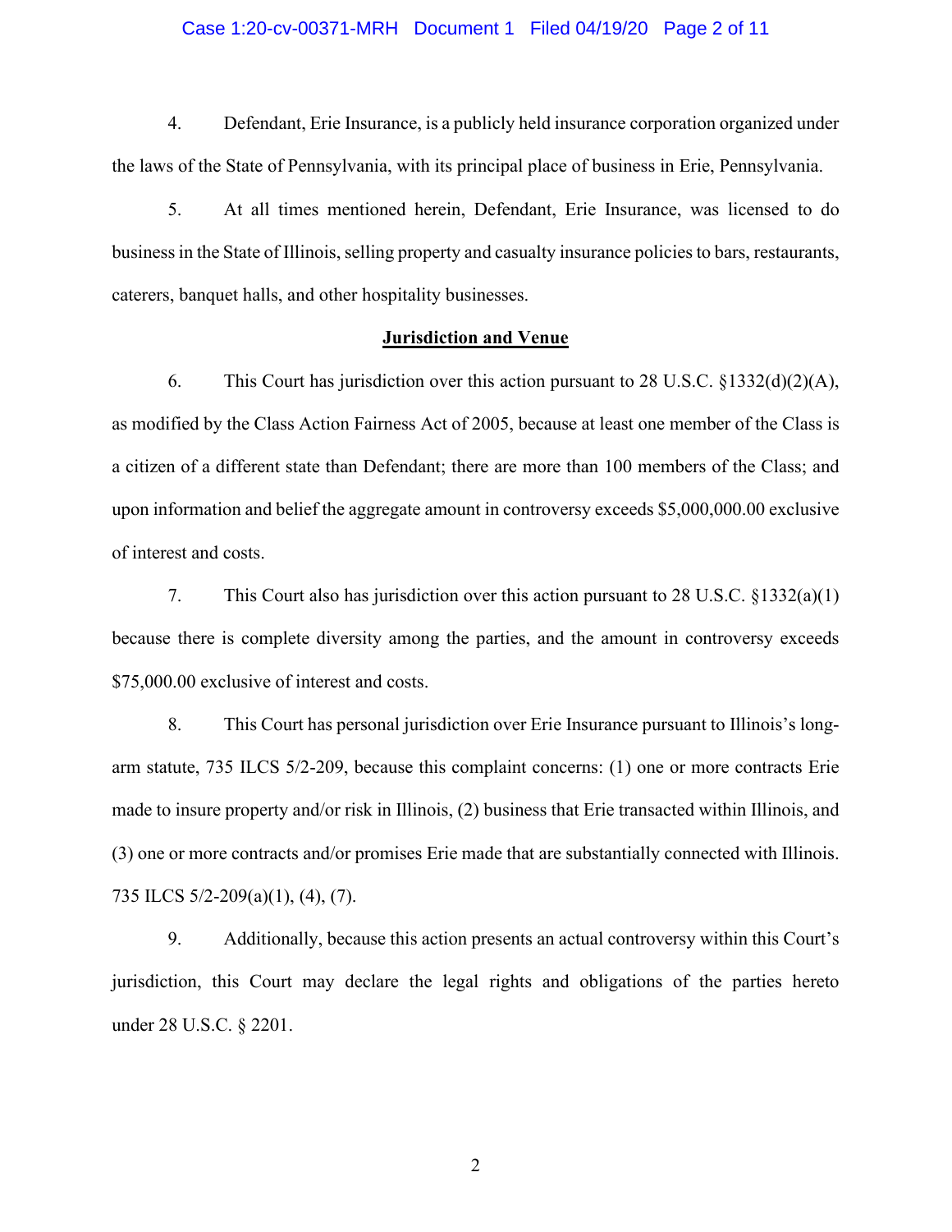4. Defendant, Erie Insurance, is a publicly held insurance corporation organized under the laws of the State of Pennsylvania, with its principal place of business in Erie, Pennsylvania.

5. At all times mentioned herein, Defendant, Erie Insurance, was licensed to do business in the State of Illinois, selling property and casualty insurance policies to bars, restaurants, caterers, banquet halls, and other hospitality businesses.

## Jurisdiction and Venue

6. This Court has jurisdiction over this action pursuant to 28 U.S.C. §1332(d)(2)(A), as modified by the Class Action Fairness Act of 2005, because at least one member of the Class is a citizen of a different state than Defendant; there are more than 100 members of the Class; and upon information and belief the aggregate amount in controversy exceeds $5,000,000.00 exclusive of interest and costs.

7. This Court also has jurisdiction over this action pursuant to 28 U.S.C. §1332(a)(1) because there is complete diversity among the parties, and the amount in controversy exceeds $75,000.00 exclusive of interest and costs.

8. This Court has personal jurisdiction over Erie Insurance pursuant to Illinois's long-arm statute, 735 ILCS 5/2-209, because this complaint concerns: (1) one or more contracts Erie made to insure property and/or risk in Illinois, (2) business that Erie transacted within Illinois, and (3) one or more contracts and/or promises Erie made that are substantially connected with Illinois. 735 ILCS 5/2-209(a)(1), (4), (7).

9. Additionally, because this action presents an actual controversy within this Court's jurisdiction, this Court may declare the legal rights and obligations of the parties hereto under 28 U.S.C. § 2201.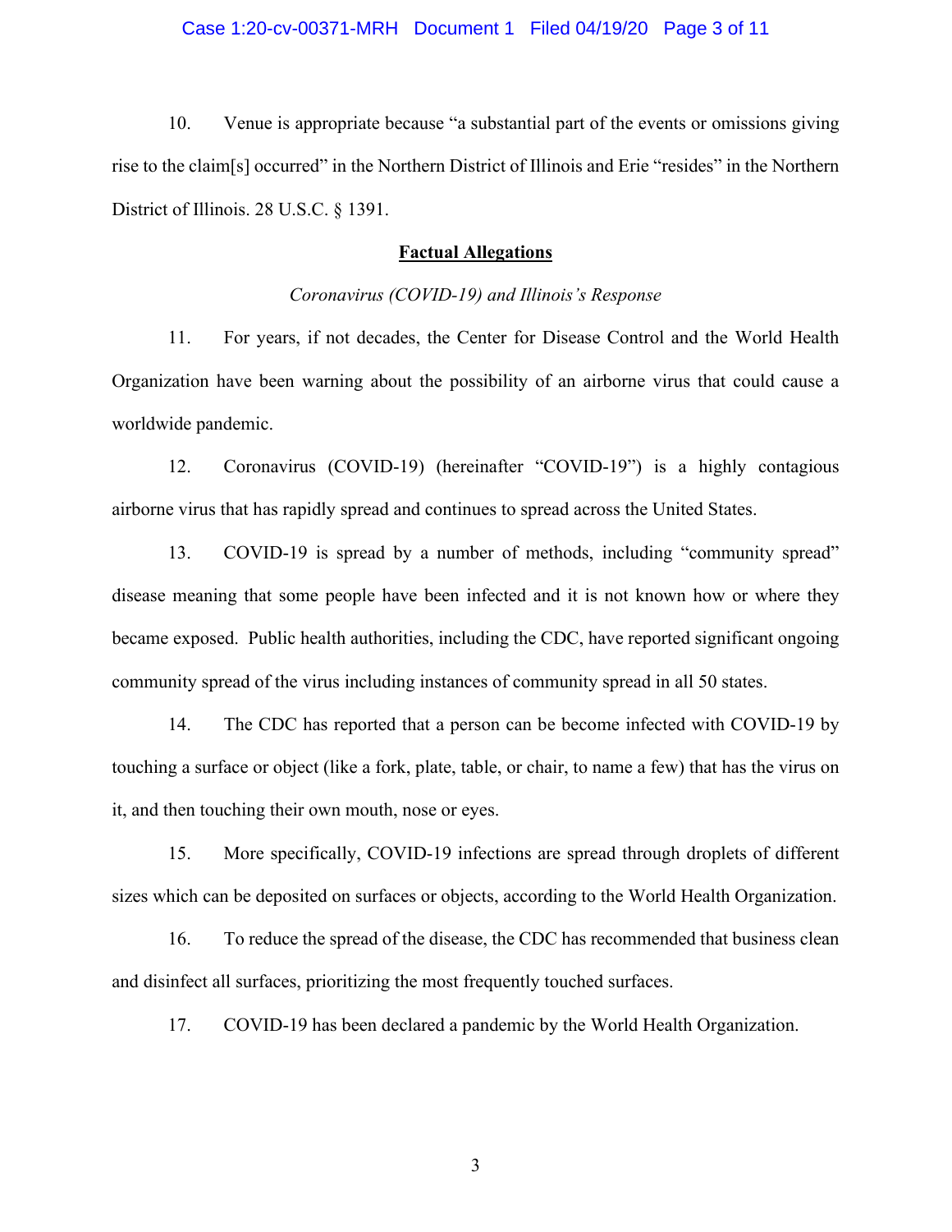10. Venue is appropriate because “a substantial part of the events or omissions giving rise to the claim[s] occurred” in the Northern District of Illinois and Erie “resides” in the Northern District of Illinois. 28 U.S.C. § 1391.

## **Factual Allegations**

*Coronavirus (COVID-19) and Illinois’s Response*

11. For years, if not decades, the Center for Disease Control and the World Health Organization have been warning about the possibility of an airborne virus that could cause a worldwide pandemic.

12. Coronavirus (COVID-19) (hereinafter “COVID-19”) is a highly contagious airborne virus that has rapidly spread and continues to spread across the United States.

13. COVID-19 is spread by a number of methods, including “community spread” disease meaning that some people have been infected and it is not known how or where they became exposed. Public health authorities, including the CDC, have reported significant ongoing community spread of the virus including instances of community spread in all 50 states.

14. The CDC has reported that a person can be become infected with COVID-19 by touching a surface or object (like a fork, plate, table, or chair, to name a few) that has the virus on it, and then touching their own mouth, nose or eyes.

15. More specifically, COVID-19 infections are spread through droplets of different sizes which can be deposited on surfaces or objects, according to the World Health Organization.

16. To reduce the spread of the disease, the CDC has recommended that business clean and disinfect all surfaces, prioritizing the most frequently touched surfaces.

17. COVID-19 has been declared a pandemic by the World Health Organization.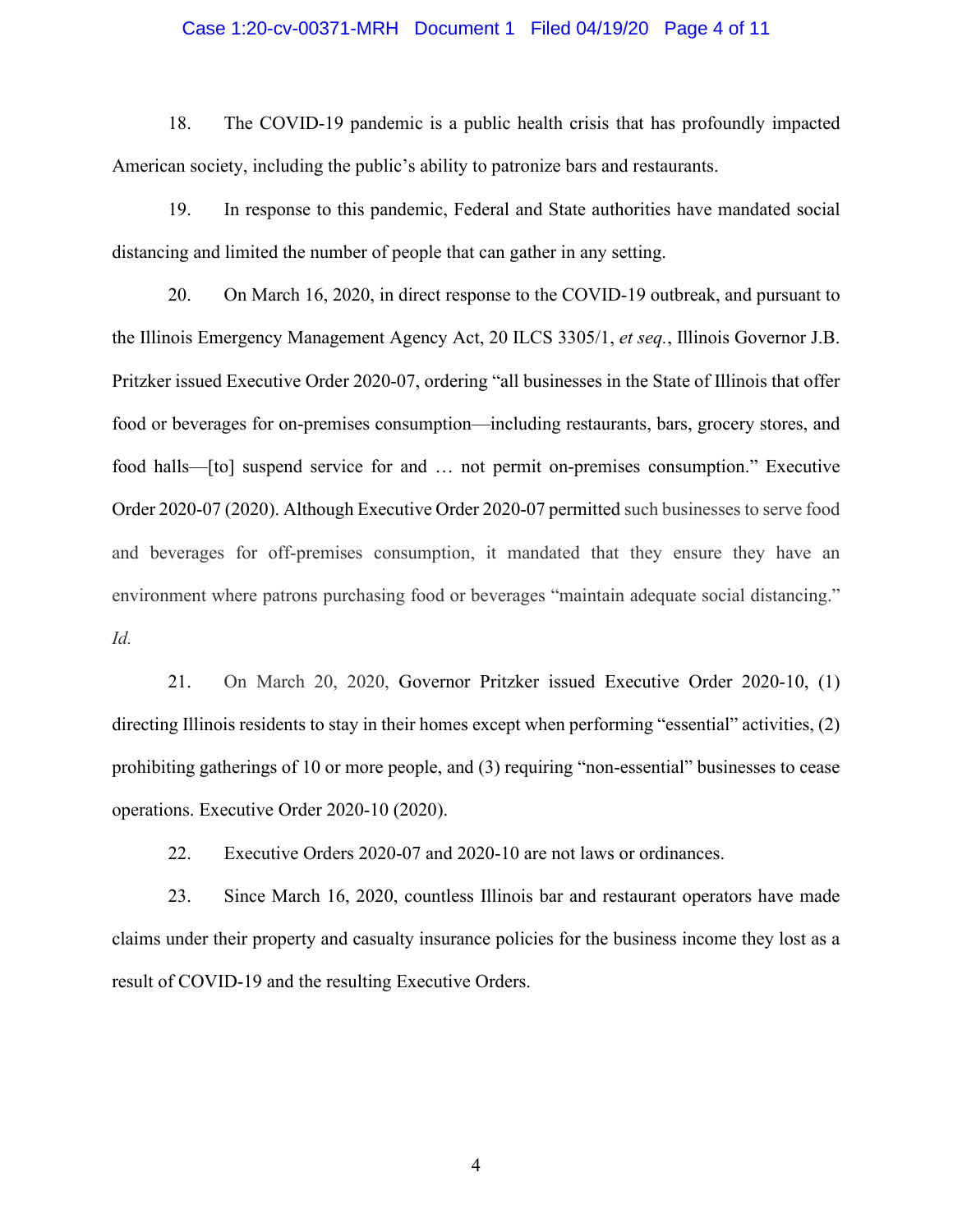18. The COVID-19 pandemic is a public health crisis that has profoundly impacted American society, including the public's ability to patronize bars and restaurants.

19. In response to this pandemic, Federal and State authorities have mandated social distancing and limited the number of people that can gather in any setting.

20. On March 16, 2020, in direct response to the COVID-19 outbreak, and pursuant to the Illinois Emergency Management Agency Act, 20 ILCS 3305/1, *et seq.*, Illinois Governor J.B. Pritzker issued Executive Order 2020-07, ordering "all businesses in the State of Illinois that offer food or beverages for on-premises consumption—including restaurants, bars, grocery stores, and food halls—[to] suspend service for and … not permit on-premises consumption." Executive Order 2020-07 (2020). Although Executive Order 2020-07 permitted such businesses to serve food and beverages for off-premises consumption, it mandated that they ensure they have an environment where patrons purchasing food or beverages "maintain adequate social distancing." *Id.*

21. On March 20, 2020, Governor Pritzker issued Executive Order 2020-10, (1) directing Illinois residents to stay in their homes except when performing "essential" activities, (2) prohibiting gatherings of 10 or more people, and (3) requiring "non-essential" businesses to cease operations. Executive Order 2020-10 (2020).

22. Executive Orders 2020-07 and 2020-10 are not laws or ordinances.

23. Since March 16, 2020, countless Illinois bar and restaurant operators have made claims under their property and casualty insurance policies for the business income they lost as a result of COVID-19 and the resulting Executive Orders.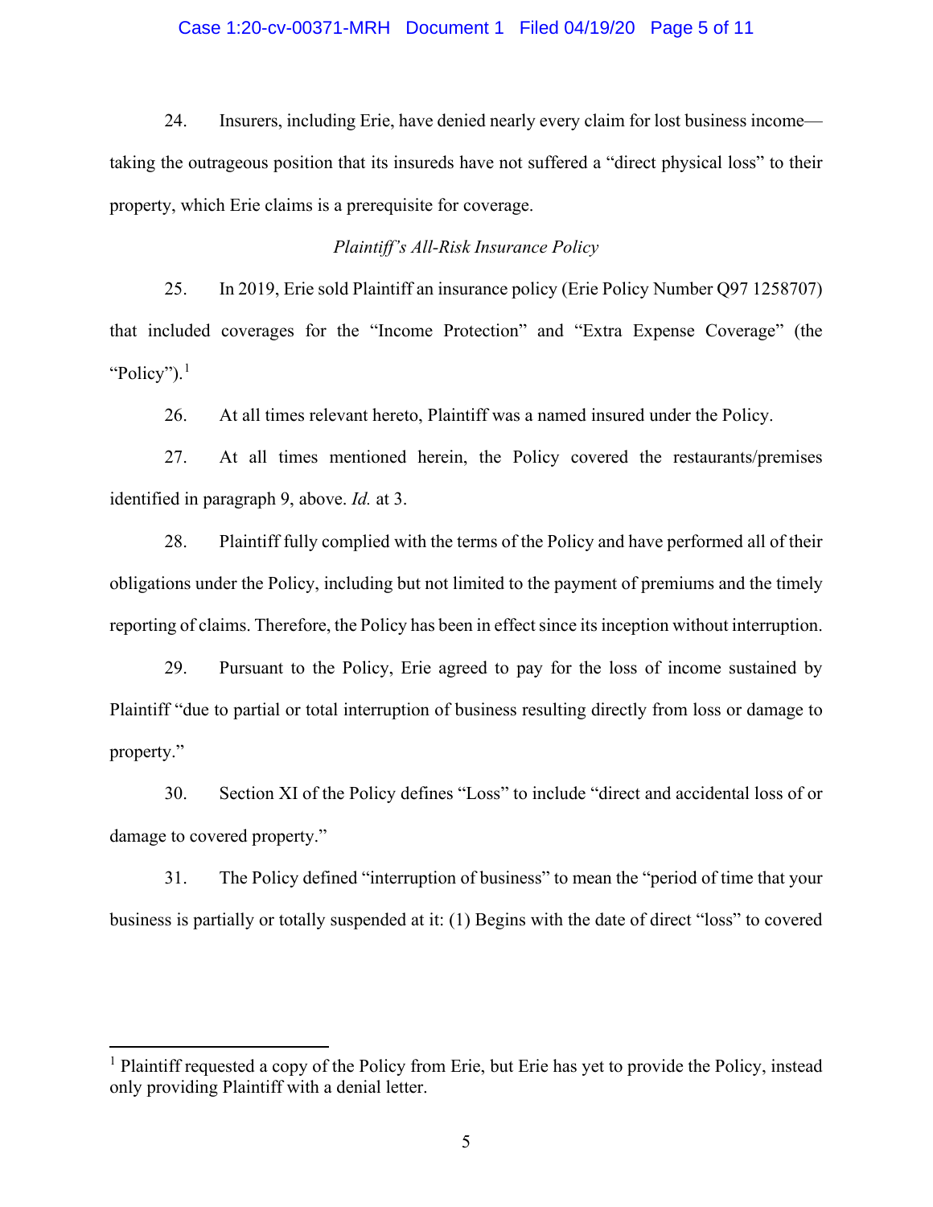24. Insurers, including Erie, have denied nearly every claim for lost business income—taking the outrageous position that its insureds have not suffered a "direct physical loss" to their property, which Erie claims is a prerequisite for coverage.

*Plaintiff's All-Risk Insurance Policy*

25. In 2019, Erie sold Plaintiff an insurance policy (Erie Policy Number Q97 1258707) that included coverages for the "Income Protection" and "Extra Expense Coverage" (the "Policy").[1]

26. At all times relevant hereto, Plaintiff was a named insured under the Policy.

27. At all times mentioned herein, the Policy covered the restaurants/premises identified in paragraph 9, above. *Id.* at 3.

28. Plaintiff fully complied with the terms of the Policy and have performed all of their obligations under the Policy, including but not limited to the payment of premiums and the timely reporting of claims. Therefore, the Policy has been in effect since its inception without interruption.

29. Pursuant to the Policy, Erie agreed to pay for the loss of income sustained by Plaintiff "due to partial or total interruption of business resulting directly from loss or damage to property."

30. Section XI of the Policy defines "Loss" to include "direct and accidental loss of or damage to covered property."

31. The Policy defined "interruption of business" to mean the "period of time that your business is partially or totally suspended at it: (1) Begins with the date of direct "loss" to covered

---

[1] Plaintiff requested a copy of the Policy from Erie, but Erie has yet to provide the Policy, instead only providing Plaintiff with a denial letter.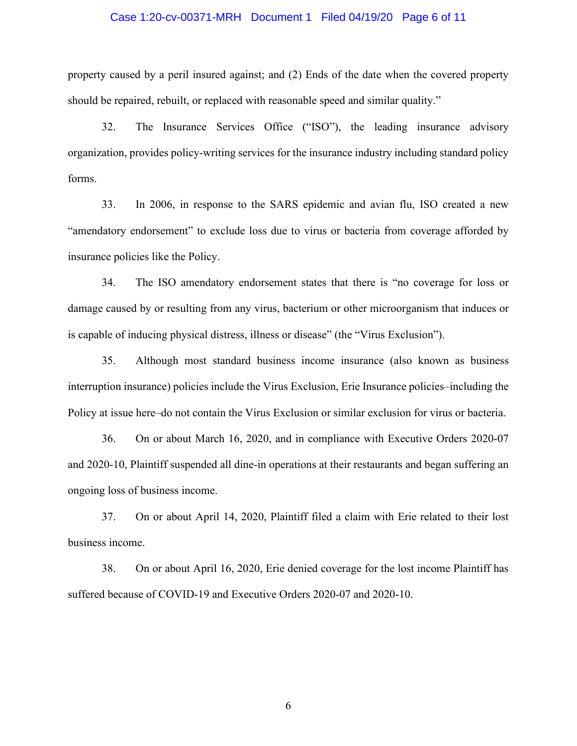property caused by a peril insured against; and (2) Ends of the date when the covered property should be repaired, rebuilt, or replaced with reasonable speed and similar quality."

32. The Insurance Services Office ("ISO"), the leading insurance advisory organization, provides policy-writing services for the insurance industry including standard policy forms.

33. In 2006, in response to the SARS epidemic and avian flu, ISO created a new "amendatory endorsement" to exclude loss due to virus or bacteria from coverage afforded by insurance policies like the Policy.

34. The ISO amendatory endorsement states that there is "no coverage for loss or damage caused by or resulting from any virus, bacterium or other microorganism that induces or is capable of inducing physical distress, illness or disease" (the "Virus Exclusion").

35. Although most standard business income insurance (also known as business interruption insurance) policies include the Virus Exclusion, Erie Insurance policies–including the Policy at issue here–do not contain the Virus Exclusion or similar exclusion for virus or bacteria.

36. On or about March 16, 2020, and in compliance with Executive Orders 2020-07 and 2020-10, Plaintiff suspended all dine-in operations at their restaurants and began suffering an ongoing loss of business income.

37. On or about April 14, 2020, Plaintiff filed a claim with Erie related to their lost business income.

38. On or about April 16, 2020, Erie denied coverage for the lost income Plaintiff has suffered because of COVID-19 and Executive Orders 2020-07 and 2020-10.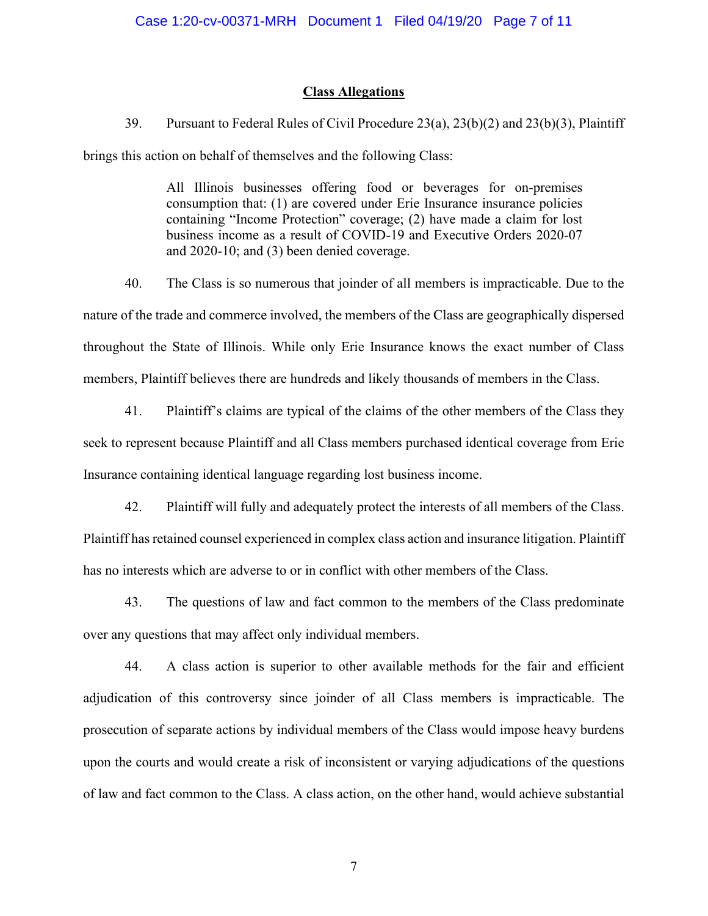## Class Allegations

39. Pursuant to Federal Rules of Civil Procedure 23(a), 23(b)(2) and 23(b)(3), Plaintiff brings this action on behalf of themselves and the following Class:

> All Illinois businesses offering food or beverages for on-premises consumption that: (1) are covered under Erie Insurance insurance policies containing "Income Protection" coverage; (2) have made a claim for lost business income as a result of COVID-19 and Executive Orders 2020-07 and 2020-10; and (3) been denied coverage.

40. The Class is so numerous that joinder of all members is impracticable. Due to the nature of the trade and commerce involved, the members of the Class are geographically dispersed throughout the State of Illinois. While only Erie Insurance knows the exact number of Class members, Plaintiff believes there are hundreds and likely thousands of members in the Class.

41. Plaintiff's claims are typical of the claims of the other members of the Class they seek to represent because Plaintiff and all Class members purchased identical coverage from Erie Insurance containing identical language regarding lost business income.

42. Plaintiff will fully and adequately protect the interests of all members of the Class. Plaintiff has retained counsel experienced in complex class action and insurance litigation. Plaintiff has no interests which are adverse to or in conflict with other members of the Class.

43. The questions of law and fact common to the members of the Class predominate over any questions that may affect only individual members.

44. A class action is superior to other available methods for the fair and efficient adjudication of this controversy since joinder of all Class members is impracticable. The prosecution of separate actions by individual members of the Class would impose heavy burdens upon the courts and would create a risk of inconsistent or varying adjudications of the questions of law and fact common to the Class. A class action, on the other hand, would achieve substantial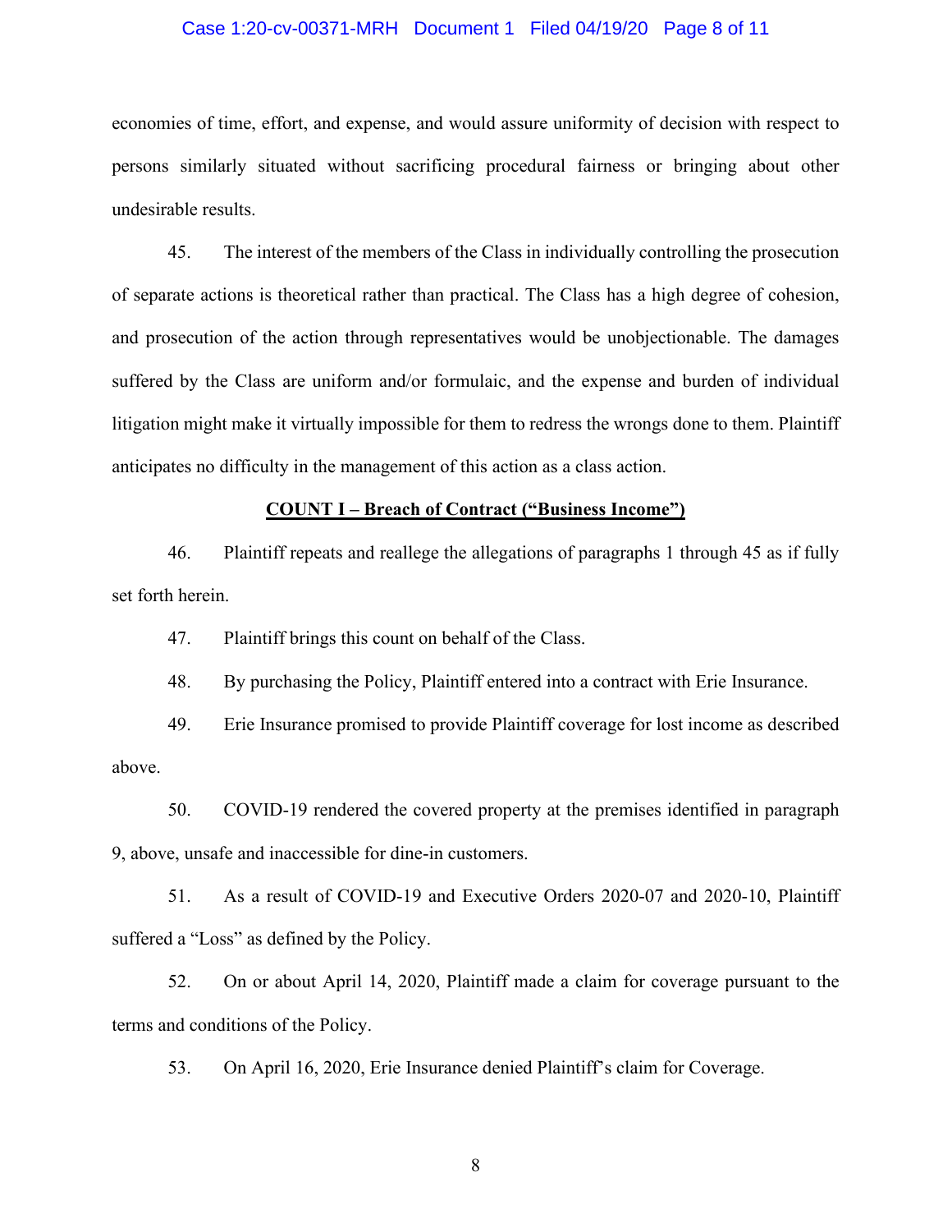economies of time, effort, and expense, and would assure uniformity of decision with respect to persons similarly situated without sacrificing procedural fairness or bringing about other undesirable results.

45. The interest of the members of the Class in individually controlling the prosecution of separate actions is theoretical rather than practical. The Class has a high degree of cohesion, and prosecution of the action through representatives would be unobjectionable. The damages suffered by the Class are uniform and/or formulaic, and the expense and burden of individual litigation might make it virtually impossible for them to redress the wrongs done to them. Plaintiff anticipates no difficulty in the management of this action as a class action.

## COUNT I – Breach of Contract ("Business Income")

46. Plaintiff repeats and reallege the allegations of paragraphs 1 through 45 as if fully set forth herein.

47. Plaintiff brings this count on behalf of the Class.

48. By purchasing the Policy, Plaintiff entered into a contract with Erie Insurance.

49. Erie Insurance promised to provide Plaintiff coverage for lost income as described above.

50. COVID-19 rendered the covered property at the premises identified in paragraph 9, above, unsafe and inaccessible for dine-in customers.

51. As a result of COVID-19 and Executive Orders 2020-07 and 2020-10, Plaintiff suffered a "Loss" as defined by the Policy.

52. On or about April 14, 2020, Plaintiff made a claim for coverage pursuant to the terms and conditions of the Policy.

53. On April 16, 2020, Erie Insurance denied Plaintiff's claim for Coverage.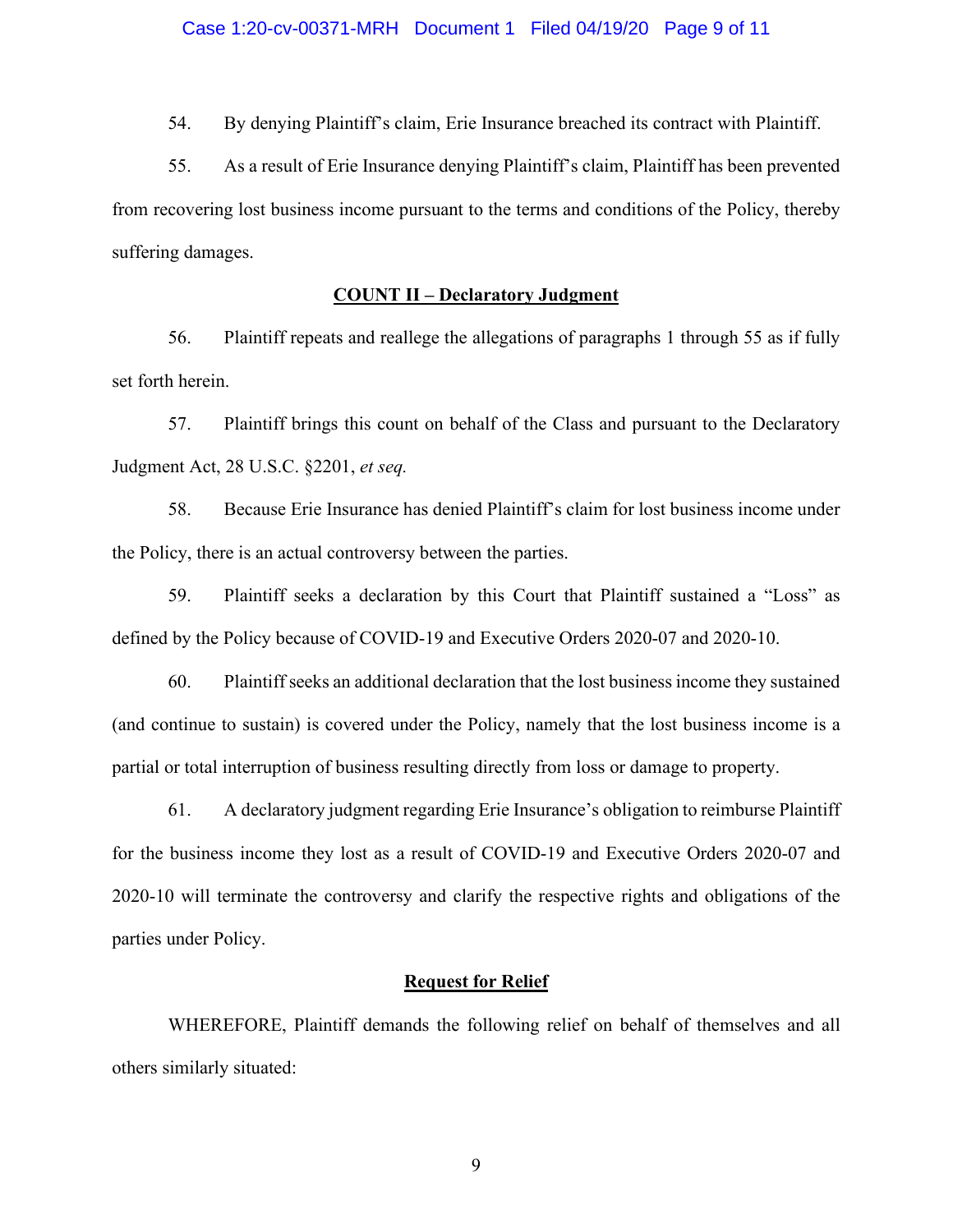54. By denying Plaintiff's claim, Erie Insurance breached its contract with Plaintiff.

55. As a result of Erie Insurance denying Plaintiff's claim, Plaintiff has been prevented from recovering lost business income pursuant to the terms and conditions of the Policy, thereby suffering damages.

**COUNT II – Declaratory Judgment**

56. Plaintiff repeats and reallege the allegations of paragraphs 1 through 55 as if fully set forth herein.

57. Plaintiff brings this count on behalf of the Class and pursuant to the Declaratory Judgment Act, 28 U.S.C. §2201, *et seq.*

58. Because Erie Insurance has denied Plaintiff's claim for lost business income under the Policy, there is an actual controversy between the parties.

59. Plaintiff seeks a declaration by this Court that Plaintiff sustained a "Loss" as defined by the Policy because of COVID-19 and Executive Orders 2020-07 and 2020-10.

60. Plaintiff seeks an additional declaration that the lost business income they sustained (and continue to sustain) is covered under the Policy, namely that the lost business income is a partial or total interruption of business resulting directly from loss or damage to property.

61. A declaratory judgment regarding Erie Insurance's obligation to reimburse Plaintiff for the business income they lost as a result of COVID-19 and Executive Orders 2020-07 and 2020-10 will terminate the controversy and clarify the respective rights and obligations of the parties under Policy.

**Request for Relief**

WHEREFORE, Plaintiff demands the following relief on behalf of themselves and all others similarly situated: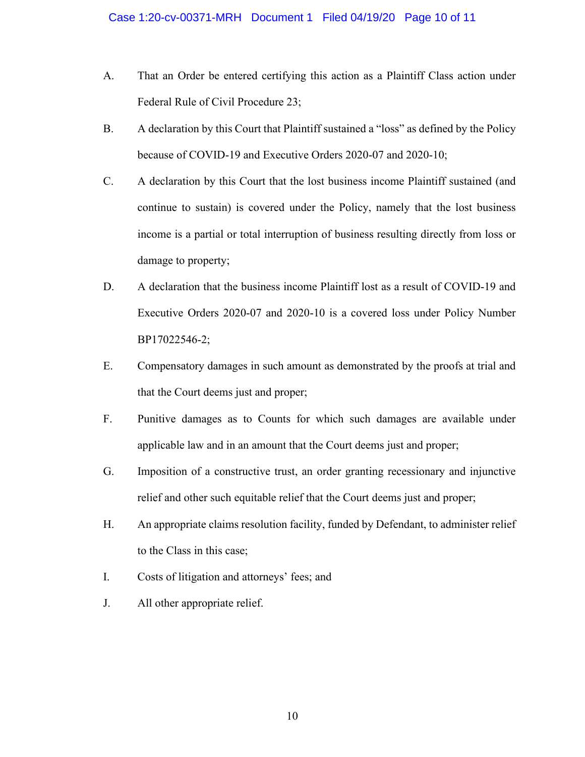A. That an Order be entered certifying this action as a Plaintiff Class action under Federal Rule of Civil Procedure 23;

B. A declaration by this Court that Plaintiff sustained a "loss" as defined by the Policy because of COVID-19 and Executive Orders 2020-07 and 2020-10;

C. A declaration by this Court that the lost business income Plaintiff sustained (and continue to sustain) is covered under the Policy, namely that the lost business income is a partial or total interruption of business resulting directly from loss or damage to property;

D. A declaration that the business income Plaintiff lost as a result of COVID-19 and Executive Orders 2020-07 and 2020-10 is a covered loss under Policy Number BP17022546-2;

E. Compensatory damages in such amount as demonstrated by the proofs at trial and that the Court deems just and proper;

F. Punitive damages as to Counts for which such damages are available under applicable law and in an amount that the Court deems just and proper;

G. Imposition of a constructive trust, an order granting recessionary and injunctive relief and other such equitable relief that the Court deems just and proper;

H. An appropriate claims resolution facility, funded by Defendant, to administer relief to the Class in this case;

I. Costs of litigation and attorneys' fees; and

J. All other appropriate relief.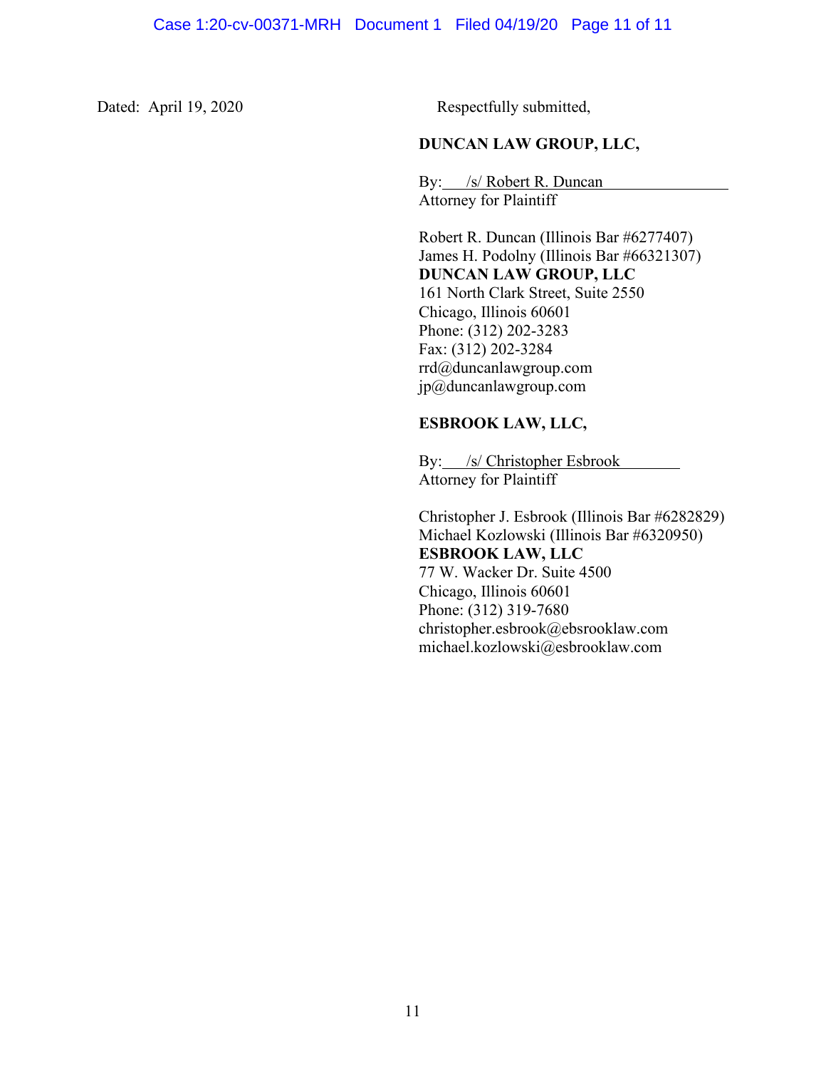Dated: April 19, 2020

Respectfully submitted,

**DUNCAN LAW GROUP, LLC,**

By: /s/ Robert R. Duncan
Attorney for Plaintiff

Robert R. Duncan (Illinois Bar #6277407)
James H. Podolny (Illinois Bar #66321307)
**DUNCAN LAW GROUP, LLC**
161 North Clark Street, Suite 2550
Chicago, Illinois 60601
Phone: (312) 202-3283
Fax: (312) 202-3284
rrd@duncanlawgroup.com
jp@duncanlawgroup.com

**ESBROOK LAW, LLC,**

By: /s/ Christopher Esbrook
Attorney for Plaintiff

Christopher J. Esbrook (Illinois Bar #6282829)
Michael Kozlowski (Illinois Bar #6320950)
**ESBROOK LAW, LLC**
77 W. Wacker Dr. Suite 4500
Chicago, Illinois 60601
Phone: (312) 319-7680
christopher.esbrook@ebsrooklaw.com
michael.kozlowski@esbrooklaw.com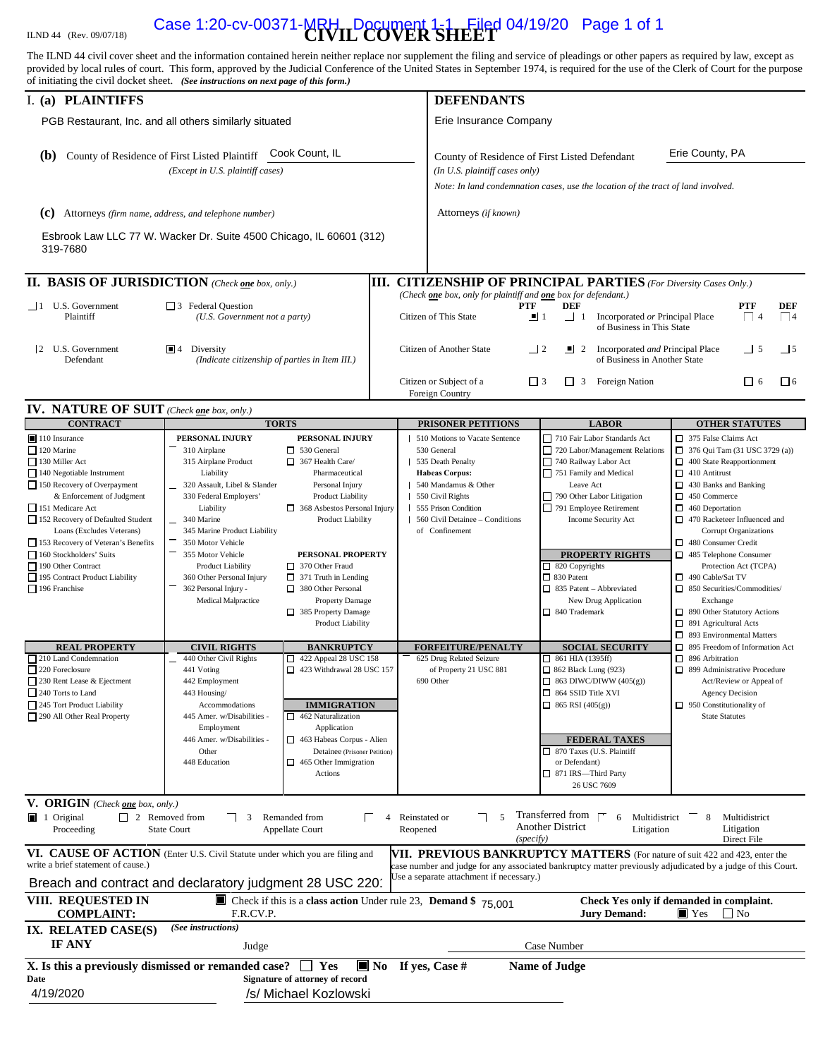ILND 44 (Rev. 09/07/18)

# CIVIL COVER SHEET

The ILND 44 civil cover sheet and the information contained herein neither replace nor supplement the filing and service of pleadings or other papers as required by law, except as provided by local rules of court. This form, approved by the Judicial Conference of the United States in September 1974, is required for the use of the Clerk of Court for the purpose of initiating the civil docket sheet. *(See instructions on next page of this form.)*

## I. (a) PLAINTIFFS

PGB Restaurant, Inc. and all others similarly situated

**(b)** County of Residence of First Listed Plaintiff: Cook County, IL
*(Except in U.S. plaintiff cases)*

**(c)** Attorneys *(firm name, address, and telephone number)*

Esbrook Law LLC 77 W. Wacker Dr. Suite 4500 Chicago, IL 60601 (312) 319-7680

## DEFENDANTS

Erie Insurance Company

County of Residence of First Listed Defendant: Erie County, PA
*(In U.S. plaintiff cases only)*

*Note: In land condemnation cases, use the location of the tract of land involved.*

Attorneys *(if known)*

## II. BASIS OF JURISDICTION *(Check one box, only.)*

- ☐ 1 U.S. Government Plaintiff
- ☐ 3 Federal Question *(U.S. Government not a party)*
- ☐ 2 U.S. Government Defendant
- ☒ 4 Diversity *(Indicate citizenship of parties in Item III.)*

## III. CITIZENSHIP OF PRINCIPAL PARTIES *(For Diversity Cases Only.)*

*(Check one box, only for plaintiff and one box for defendant.)*

| | PTF | DEF | | PTF | DEF |
|---|---|---|---|---|---|
| Citizen of This State | ☒ 1 | ☐ 1 | Incorporated *or* Principal Place of Business in This State | ☐ 4 | ☐ 4 |
| Citizen of Another State | ☐ 2 | ☒ 2 | Incorporated *and* Principal Place of Business in Another State | ☐ 5 | ☐ 5 |
| Citizen or Subject of a Foreign Country | ☐ 3 | ☐ 3 | Foreign Nation | ☐ 6 | ☐ 6 |

## IV. NATURE OF SUIT *(Check one box, only.)*

**CONTRACT**
- ☒ 110 Insurance
- ☐ 120 Marine
- ☐ 130 Miller Act
- ☐ 140 Negotiable Instrument
- ☐ 150 Recovery of Overpayment & Enforcement of Judgment
- ☐ 151 Medicare Act
- ☐ 152 Recovery of Defaulted Student Loans (Excludes Veterans)
- ☐ 153 Recovery of Veteran's Benefits
- ☐ 160 Stockholders' Suits
- ☐ 190 Other Contract
- ☐ 195 Contract Product Liability
- ☐ 196 Franchise

**TORTS — PERSONAL INJURY**
- 310 Airplane
- 315 Airplane Product Liability
- 320 Assault, Libel & Slander
- 330 Federal Employers' Liability
- 340 Marine
- 345 Marine Product Liability
- 350 Motor Vehicle
- 355 Motor Vehicle Product Liability
- 360 Other Personal Injury
- 362 Personal Injury - Medical Malpractice

**TORTS — PERSONAL INJURY**
- ☐ 530 General
- ☐ 367 Health Care/ Pharmaceutical Personal Injury Product Liability
- ☐ 368 Asbestos Personal Injury Product Liability

**TORTS — PERSONAL PROPERTY**
- ☐ 370 Other Fraud
- ☐ 371 Truth in Lending
- ☐ 380 Other Personal Property Damage
- ☐ 385 Property Damage Product Liability

**PRISONER PETITIONS**
- 510 Motions to Vacate Sentence
- 530 General
- 535 Death Penalty
- **Habeas Corpus:**
- 540 Mandamus & Other
- 550 Civil Rights
- 555 Prison Condition
- 560 Civil Detainee – Conditions of Confinement

**LABOR**
- ☐ 710 Fair Labor Standards Act
- ☐ 720 Labor/Management Relations
- ☐ 740 Railway Labor Act
- ☐ 751 Family and Medical Leave Act
- ☐ 790 Other Labor Litigation
- ☐ 791 Employee Retirement Income Security Act

**PROPERTY RIGHTS**
- ☐ 820 Copyrights
- ☐ 830 Patent
- ☐ 835 Patent – Abbreviated New Drug Application
- ☐ 840 Trademark

**OTHER STATUTES**
- ☐ 375 False Claims Act
- ☐ 376 Qui Tam (31 USC 3729 (a))
- ☐ 400 State Reapportionment
- ☐ 410 Antitrust
- ☐ 430 Banks and Banking
- ☐ 450 Commerce
- ☐ 460 Deportation
- ☐ 470 Racketeer Influenced and Corrupt Organizations
- ☐ 480 Consumer Credit
- ☐ 485 Telephone Consumer Protection Act (TCPA)
- ☐ 490 Cable/Sat TV
- ☐ 850 Securities/Commodities/ Exchange
- ☐ 890 Other Statutory Actions
- ☐ 891 Agricultural Acts
- ☐ 893 Environmental Matters
- ☐ 895 Freedom of Information Act
- ☐ 896 Arbitration
- ☐ 899 Administrative Procedure Act/Review or Appeal of Agency Decision
- ☐ 950 Constitutionality of State Statutes

**REAL PROPERTY**
- ☐ 210 Land Condemnation
- ☐ 220 Foreclosure
- ☐ 230 Rent Lease & Ejectment
- ☐ 240 Torts to Land
- ☐ 245 Tort Product Liability
- ☐ 290 All Other Real Property

**CIVIL RIGHTS**
- 440 Other Civil Rights
- 441 Voting
- 442 Employment
- 443 Housing/ Accommodations
- 445 Amer. w/Disabilities - Employment
- 446 Amer. w/Disabilities - Other
- 448 Education

**BANKRUPTCY**
- ☐ 422 Appeal 28 USC 158
- ☐ 423 Withdrawal 28 USC 157

**IMMIGRATION**
- ☐ 462 Naturalization Application
- ☐ 463 Habeas Corpus - Alien Detainee (Prisoner Petition)
- ☐ 465 Other Immigration Actions

**FORFEITURE/PENALTY**
- 625 Drug Related Seizure of Property 21 USC 881
- 690 Other

**SOCIAL SECURITY**
- ☐ 861 HIA (1395ff)
- ☐ 862 Black Lung (923)
- ☐ 863 DIWC/DIWW (405(g))
- ☐ 864 SSID Title XVI
- ☐ 865 RSI (405(g))

**FEDERAL TAXES**
- ☐ 870 Taxes (U.S. Plaintiff or Defendant)
- ☐ 871 IRS—Third Party 26 USC 7609

## V. ORIGIN *(Check one box, only.)*

- ☒ 1 Original Proceeding
- ☐ 2 Removed from State Court
- ☐ 3 Remanded from Appellate Court
- ☐ 4 Reinstated or Reopened
- ☐ 5 Transferred from Another District *(specify)*
- ☐ 6 Multidistrict Litigation
- ☐ 8 Multidistrict Litigation Direct File

## VI. CAUSE OF ACTION

(Enter U.S. Civil Statute under which you are filing and write a brief statement of cause.)

Breach and contract and declaratory judgment 28 USC 220

## VII. PREVIOUS BANKRUPTCY MATTERS

(For nature of suit 422 and 423, enter the case number and judge for any associated bankruptcy matter previously adjudicated by a judge of this Court. Use a separate attachment if necessary.)

## VIII. REQUESTED IN COMPLAINT:

☒ Check if this is a **class action** Under rule 23, F.R.CV.P.

**Demand $** 75,001

**Check Yes only if demanded in complaint. Jury Demand:** ☒ Yes ☐ No

## IX. RELATED CASE(S) IF ANY

*(See instructions)*

Judge ____________ Case Number ____________

## X. Is this a previously dismissed or remanded case?

☐ Yes ☒ No **If yes, Case #** ____ **Name of Judge** ____

**Date:** 4/19/2020

**Signature of attorney of record:** /s/ Michael Kozlowski